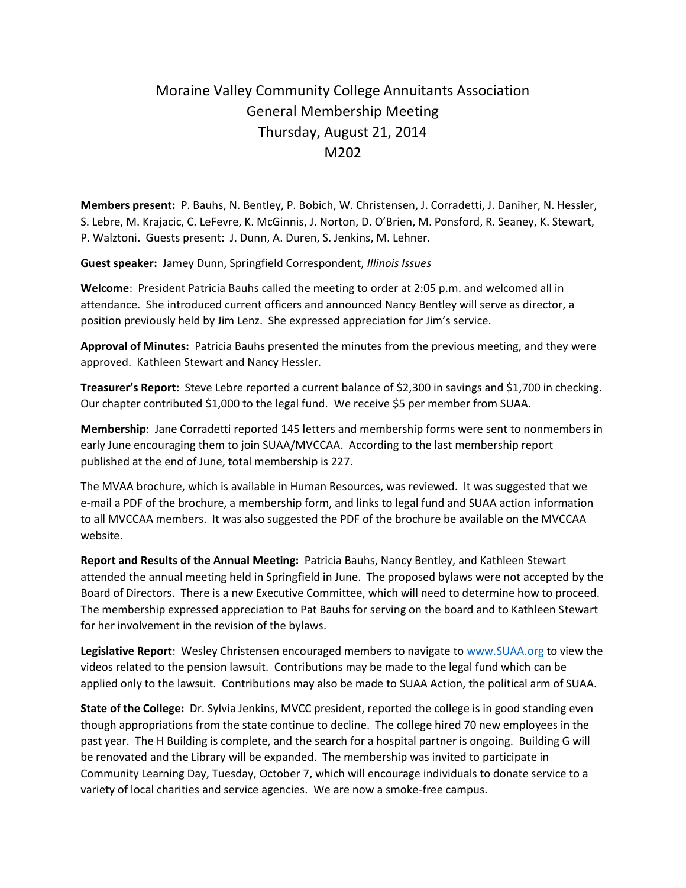# Moraine Valley Community College Annuitants Association
## General Membership Meeting
## Thursday, August 21, 2014
## M202

**Members present:** P. Bauhs, N. Bentley, P. Bobich, W. Christensen, J. Corradetti, J. Daniher, N. Hessler, S. Lebre, M. Krajacic, C. LeFevre, K. McGinnis, J. Norton, D. O'Brien, M. Ponsford, R. Seaney, K. Stewart, P. Walztoni. Guests present: J. Dunn, A. Duren, S. Jenkins, M. Lehner.

**Guest speaker:** Jamey Dunn, Springfield Correspondent, *Illinois Issues*

**Welcome**: President Patricia Bauhs called the meeting to order at 2:05 p.m. and welcomed all in attendance. She introduced current officers and announced Nancy Bentley will serve as director, a position previously held by Jim Lenz. She expressed appreciation for Jim's service.

**Approval of Minutes:** Patricia Bauhs presented the minutes from the previous meeting, and they were approved. Kathleen Stewart and Nancy Hessler.

**Treasurer's Report:** Steve Lebre reported a current balance of $2,300 in savings and $1,700 in checking. Our chapter contributed $1,000 to the legal fund. We receive $5 per member from SUAA.

**Membership**: Jane Corradetti reported 145 letters and membership forms were sent to nonmembers in early June encouraging them to join SUAA/MVCCAA. According to the last membership report published at the end of June, total membership is 227.

The MVAA brochure, which is available in Human Resources, was reviewed. It was suggested that we e-mail a PDF of the brochure, a membership form, and links to legal fund and SUAA action information to all MVCCAA members. It was also suggested the PDF of the brochure be available on the MVCCAA website.

**Report and Results of the Annual Meeting:** Patricia Bauhs, Nancy Bentley, and Kathleen Stewart attended the annual meeting held in Springfield in June. The proposed bylaws were not accepted by the Board of Directors. There is a new Executive Committee, which will need to determine how to proceed. The membership expressed appreciation to Pat Bauhs for serving on the board and to Kathleen Stewart for her involvement in the revision of the bylaws.

**Legislative Report**: Wesley Christensen encouraged members to navigate to [www.SUAA.org](http://www.SUAA.org) to view the videos related to the pension lawsuit. Contributions may be made to the legal fund which can be applied only to the lawsuit. Contributions may also be made to SUAA Action, the political arm of SUAA.

**State of the College:** Dr. Sylvia Jenkins, MVCC president, reported the college is in good standing even though appropriations from the state continue to decline. The college hired 70 new employees in the past year. The H Building is complete, and the search for a hospital partner is ongoing. Building G will be renovated and the Library will be expanded. The membership was invited to participate in Community Learning Day, Tuesday, October 7, which will encourage individuals to donate service to a variety of local charities and service agencies. We are now a smoke-free campus.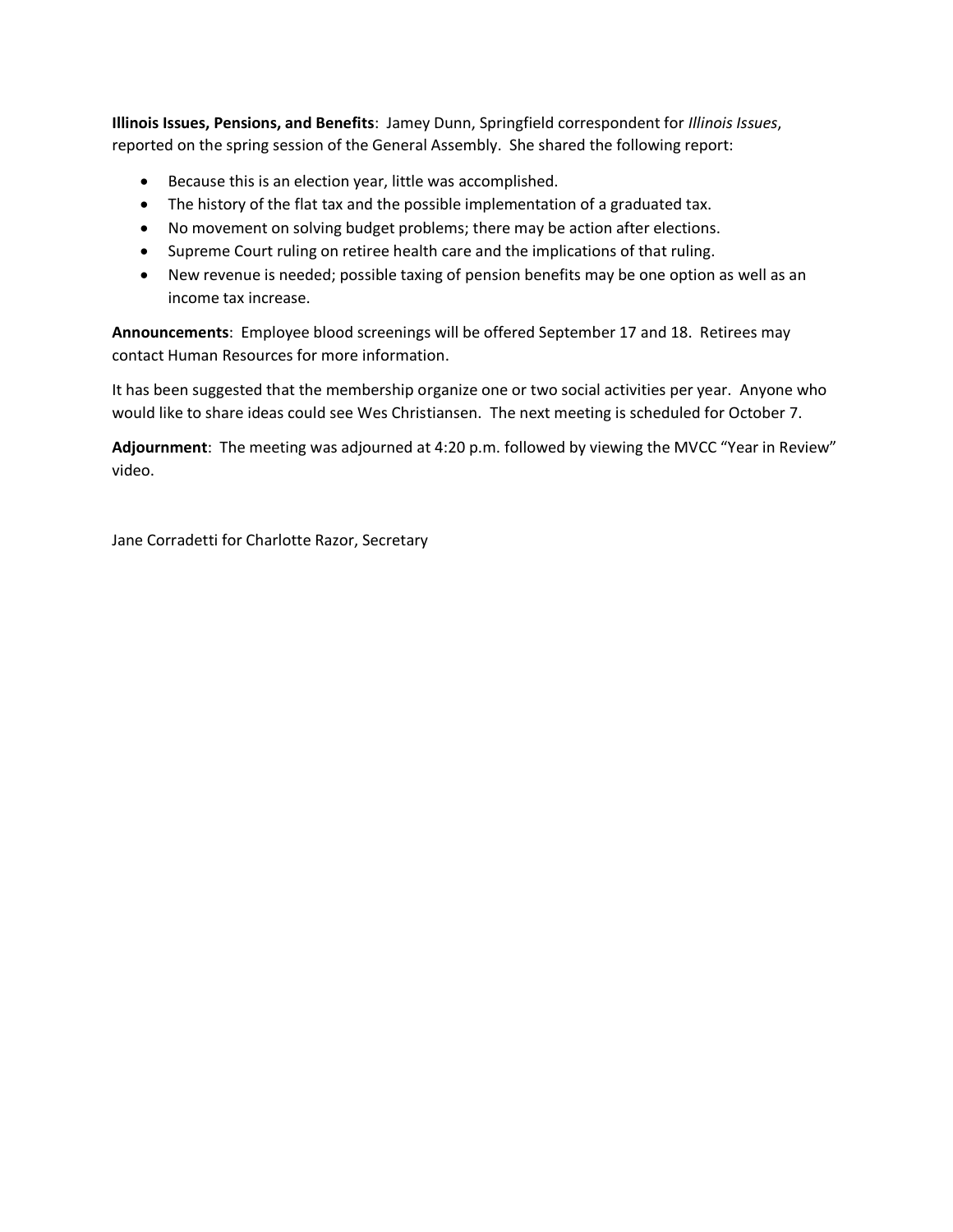**Illinois Issues, Pensions, and Benefits**: Jamey Dunn, Springfield correspondent for *Illinois Issues*, reported on the spring session of the General Assembly. She shared the following report:

- Because this is an election year, little was accomplished.
- The history of the flat tax and the possible implementation of a graduated tax.
- No movement on solving budget problems; there may be action after elections.
- Supreme Court ruling on retiree health care and the implications of that ruling.
- New revenue is needed; possible taxing of pension benefits may be one option as well as an income tax increase.

**Announcements**: Employee blood screenings will be offered September 17 and 18. Retirees may contact Human Resources for more information.

It has been suggested that the membership organize one or two social activities per year. Anyone who would like to share ideas could see Wes Christiansen. The next meeting is scheduled for October 7.

**Adjournment**: The meeting was adjourned at 4:20 p.m. followed by viewing the MVCC "Year in Review" video.

Jane Corradetti for Charlotte Razor, Secretary